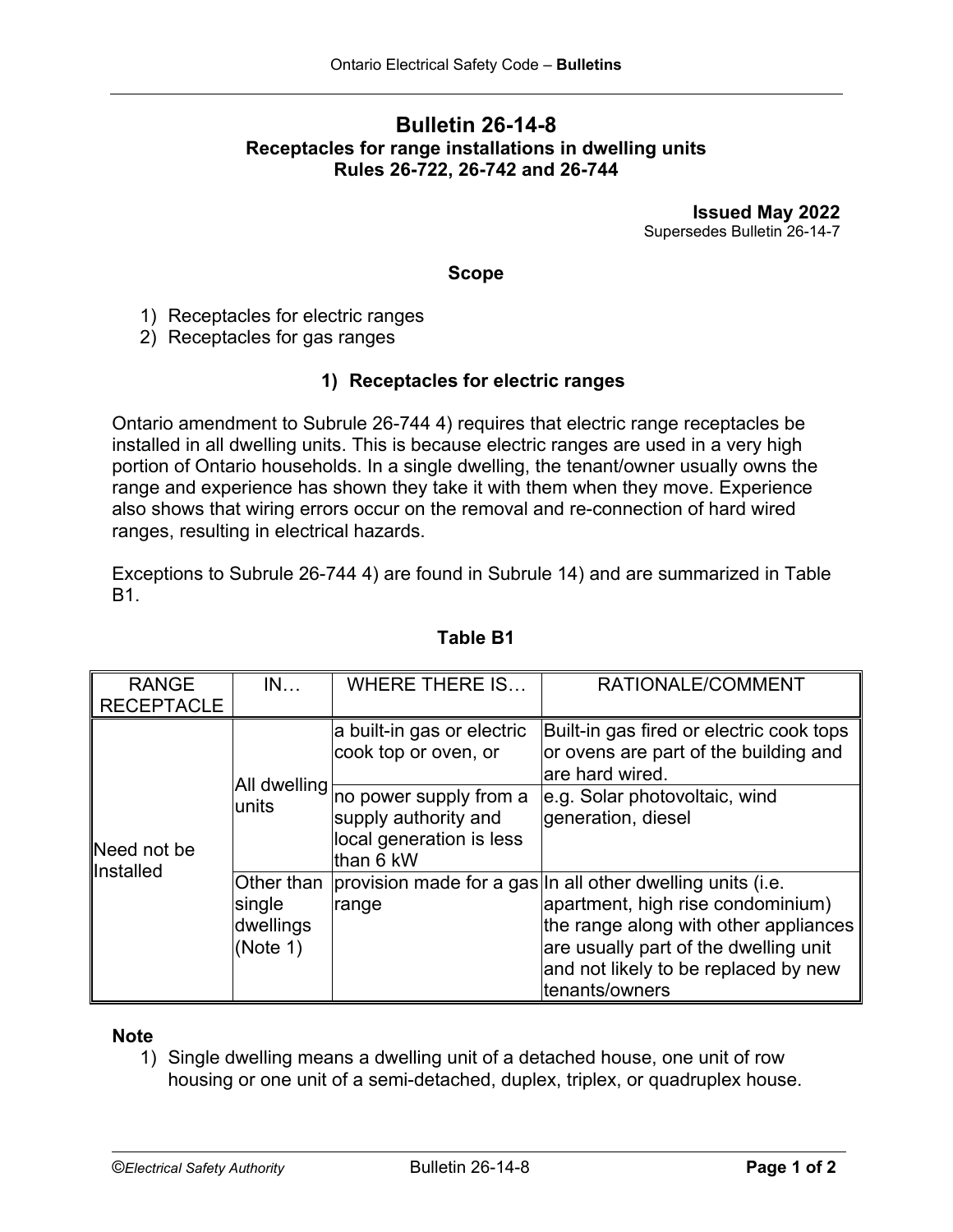# Bulletin 26-14-8

## Receptacles for range installations in dwelling units
## Rules 26-722, 26-742 and 26-744

**Issued May 2022**
Supersedes Bulletin 26-14-7

### Scope

1) Receptacles for electric ranges
2) Receptacles for gas ranges

### 1) Receptacles for electric ranges

Ontario amendment to Subrule 26-744 4) requires that electric range receptacles be installed in all dwelling units. This is because electric ranges are used in a very high portion of Ontario households. In a single dwelling, the tenant/owner usually owns the range and experience has shown they take it with them when they move. Experience also shows that wiring errors occur on the removal and re-connection of hard wired ranges, resulting in electrical hazards.

Exceptions to Subrule 26-744 4) are found in Subrule 14) and are summarized in Table B1.

**Table B1**

| RANGE RECEPTACLE | IN… | WHERE THERE IS… | RATIONALE/COMMENT |
|---|---|---|---|
| Need not be Installed | All dwelling units | a built-in gas or electric cook top or oven, or | Built-in gas fired or electric cook tops or ovens are part of the building and are hard wired. |
| | | no power supply from a supply authority and local generation is less than 6 kW | e.g. Solar photovoltaic, wind generation, diesel |
| | Other than single dwellings (Note 1) | provision made for a gas range | In all other dwelling units (i.e. apartment, high rise condominium) the range along with other appliances are usually part of the dwelling unit and not likely to be replaced by new tenants/owners |

**Note**

1) Single dwelling means a dwelling unit of a detached house, one unit of row housing or one unit of a semi-detached, duplex, triplex, or quadruplex house.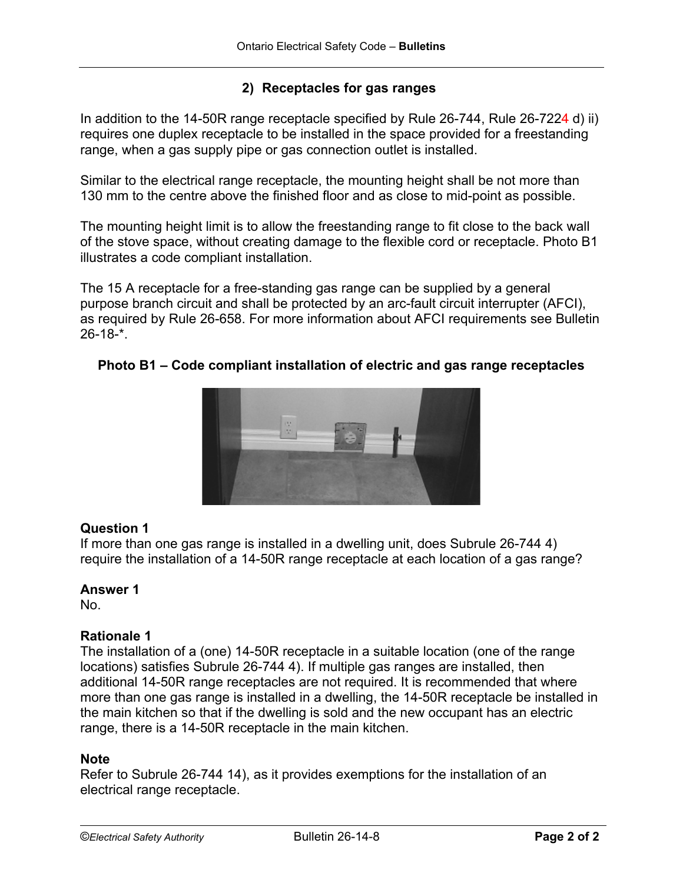## 2) Receptacles for gas ranges

In addition to the 14-50R range receptacle specified by Rule 26-744, Rule 26-7224 d) ii) requires one duplex receptacle to be installed in the space provided for a freestanding range, when a gas supply pipe or gas connection outlet is installed.

Similar to the electrical range receptacle, the mounting height shall be not more than 130 mm to the centre above the finished floor and as close to mid-point as possible.

The mounting height limit is to allow the freestanding range to fit close to the back wall of the stove space, without creating damage to the flexible cord or receptacle. Photo B1 illustrates a code compliant installation.

The 15 A receptacle for a free-standing gas range can be supplied by a general purpose branch circuit and shall be protected by an arc-fault circuit interrupter (AFCI), as required by Rule 26-658. For more information about AFCI requirements see Bulletin 26-18-*.

**Photo B1 – Code compliant installation of electric and gas range receptacles**

**Question 1**
If more than one gas range is installed in a dwelling unit, does Subrule 26-744 4) require the installation of a 14-50R range receptacle at each location of a gas range?

**Answer 1**
No.

**Rationale 1**
The installation of a (one) 14-50R receptacle in a suitable location (one of the range locations) satisfies Subrule 26-744 4). If multiple gas ranges are installed, then additional 14-50R range receptacles are not required. It is recommended that where more than one gas range is installed in a dwelling, the 14-50R receptacle be installed in the main kitchen so that if the dwelling is sold and the new occupant has an electric range, there is a 14-50R receptacle in the main kitchen.

**Note**
Refer to Subrule 26-744 14), as it provides exemptions for the installation of an electrical range receptacle.